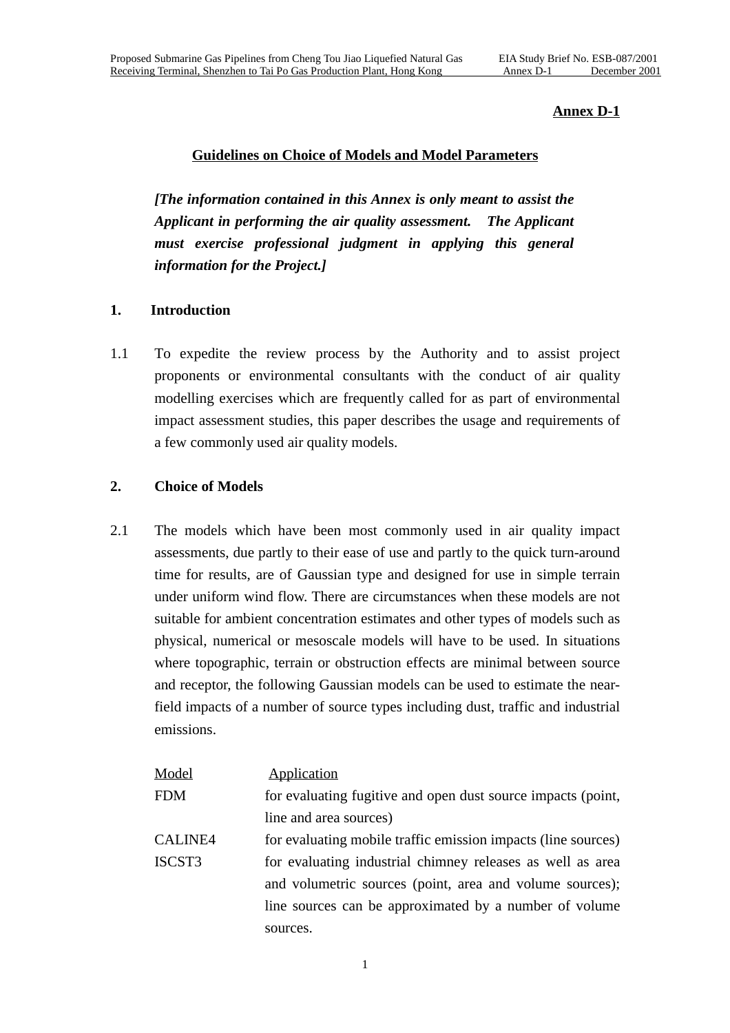**Annex D-1**

## Guidelines on Choice of Models and Model Parameters

***[The information contained in this Annex is only meant to assist the Applicant in performing the air quality assessment. The Applicant must exercise professional judgment in applying this general information for the Project.]***

### 1. Introduction

1.1 To expedite the review process by the Authority and to assist project proponents or environmental consultants with the conduct of air quality modelling exercises which are frequently called for as part of environmental impact assessment studies, this paper describes the usage and requirements of a few commonly used air quality models.

### 2. Choice of Models

2.1 The models which have been most commonly used in air quality impact assessments, due partly to their ease of use and partly to the quick turn-around time for results, are of Gaussian type and designed for use in simple terrain under uniform wind flow. There are circumstances when these models are not suitable for ambient concentration estimates and other types of models such as physical, numerical or mesoscale models will have to be used. In situations where topographic, terrain or obstruction effects are minimal between source and receptor, the following Gaussian models can be used to estimate the near-field impacts of a number of source types including dust, traffic and industrial emissions.

| Model | Application |
|---|---|
| FDM | for evaluating fugitive and open dust source impacts (point, line and area sources) |
| CALINE4 | for evaluating mobile traffic emission impacts (line sources) |
| ISCST3 | for evaluating industrial chimney releases as well as area and volumetric sources (point, area and volume sources); line sources can be approximated by a number of volume sources. |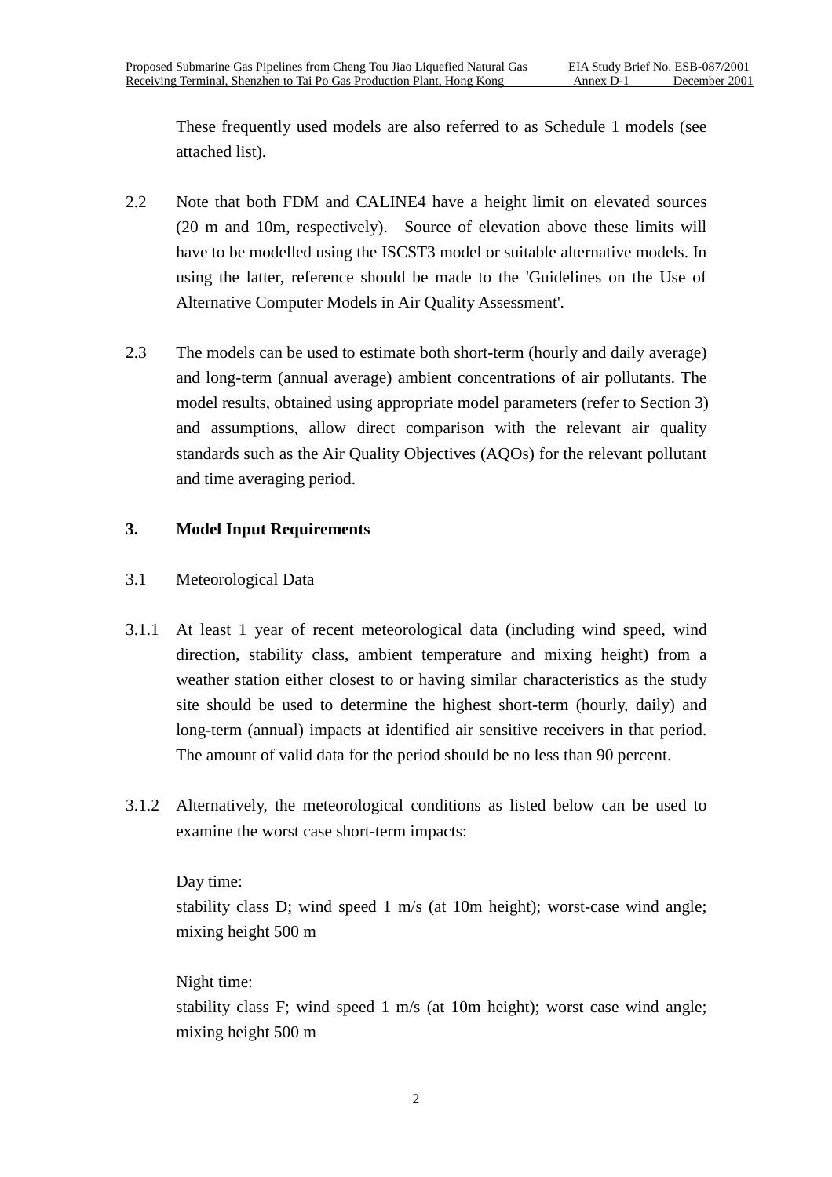These frequently used models are also referred to as Schedule 1 models (see attached list).

2.2 Note that both FDM and CALINE4 have a height limit on elevated sources (20 m and 10m, respectively). Source of elevation above these limits will have to be modelled using the ISCST3 model or suitable alternative models. In using the latter, reference should be made to the 'Guidelines on the Use of Alternative Computer Models in Air Quality Assessment'.

2.3 The models can be used to estimate both short-term (hourly and daily average) and long-term (annual average) ambient concentrations of air pollutants. The model results, obtained using appropriate model parameters (refer to Section 3) and assumptions, allow direct comparison with the relevant air quality standards such as the Air Quality Objectives (AQOs) for the relevant pollutant and time averaging period.

## 3. Model Input Requirements

3.1 Meteorological Data

3.1.1 At least 1 year of recent meteorological data (including wind speed, wind direction, stability class, ambient temperature and mixing height) from a weather station either closest to or having similar characteristics as the study site should be used to determine the highest short-term (hourly, daily) and long-term (annual) impacts at identified air sensitive receivers in that period. The amount of valid data for the period should be no less than 90 percent.

3.1.2 Alternatively, the meteorological conditions as listed below can be used to examine the worst case short-term impacts:

Day time:
stability class D; wind speed 1 m/s (at 10m height); worst-case wind angle; mixing height 500 m

Night time:
stability class F; wind speed 1 m/s (at 10m height); worst case wind angle; mixing height 500 m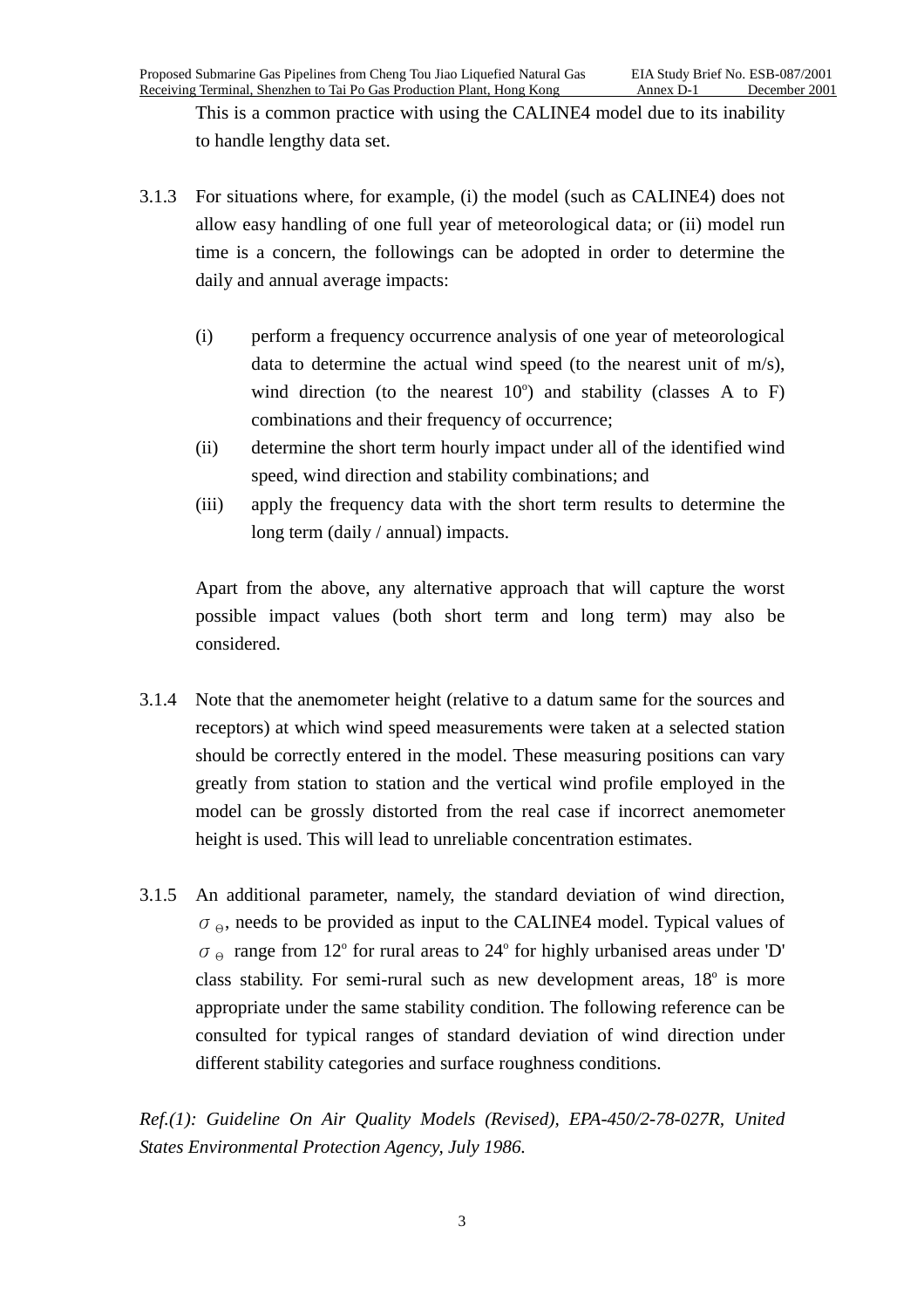This is a common practice with using the CALINE4 model due to its inability to handle lengthy data set.

3.1.3 For situations where, for example, (i) the model (such as CALINE4) does not allow easy handling of one full year of meteorological data; or (ii) model run time is a concern, the followings can be adopted in order to determine the daily and annual average impacts:

(i) perform a frequency occurrence analysis of one year of meteorological data to determine the actual wind speed (to the nearest unit of m/s), wind direction (to the nearest $10^{o}$) and stability (classes A to F) combinations and their frequency of occurrence;

(ii) determine the short term hourly impact under all of the identified wind speed, wind direction and stability combinations; and

(iii) apply the frequency data with the short term results to determine the long term (daily / annual) impacts.

Apart from the above, any alternative approach that will capture the worst possible impact values (both short term and long term) may also be considered.

3.1.4 Note that the anemometer height (relative to a datum same for the sources and receptors) at which wind speed measurements were taken at a selected station should be correctly entered in the model. These measuring positions can vary greatly from station to station and the vertical wind profile employed in the model can be grossly distorted from the real case if incorrect anemometer height is used. This will lead to unreliable concentration estimates.

3.1.5 An additional parameter, namely, the standard deviation of wind direction, $\sigma_{\Theta}$, needs to be provided as input to the CALINE4 model. Typical values of $\sigma_{\Theta}$ range from $12^{o}$ for rural areas to $24^{o}$ for highly urbanised areas under 'D' class stability. For semi-rural such as new development areas, $18^{o}$ is more appropriate under the same stability condition. The following reference can be consulted for typical ranges of standard deviation of wind direction under different stability categories and surface roughness conditions.

*Ref.(1): Guideline On Air Quality Models (Revised), EPA-450/2-78-027R, United States Environmental Protection Agency, July 1986.*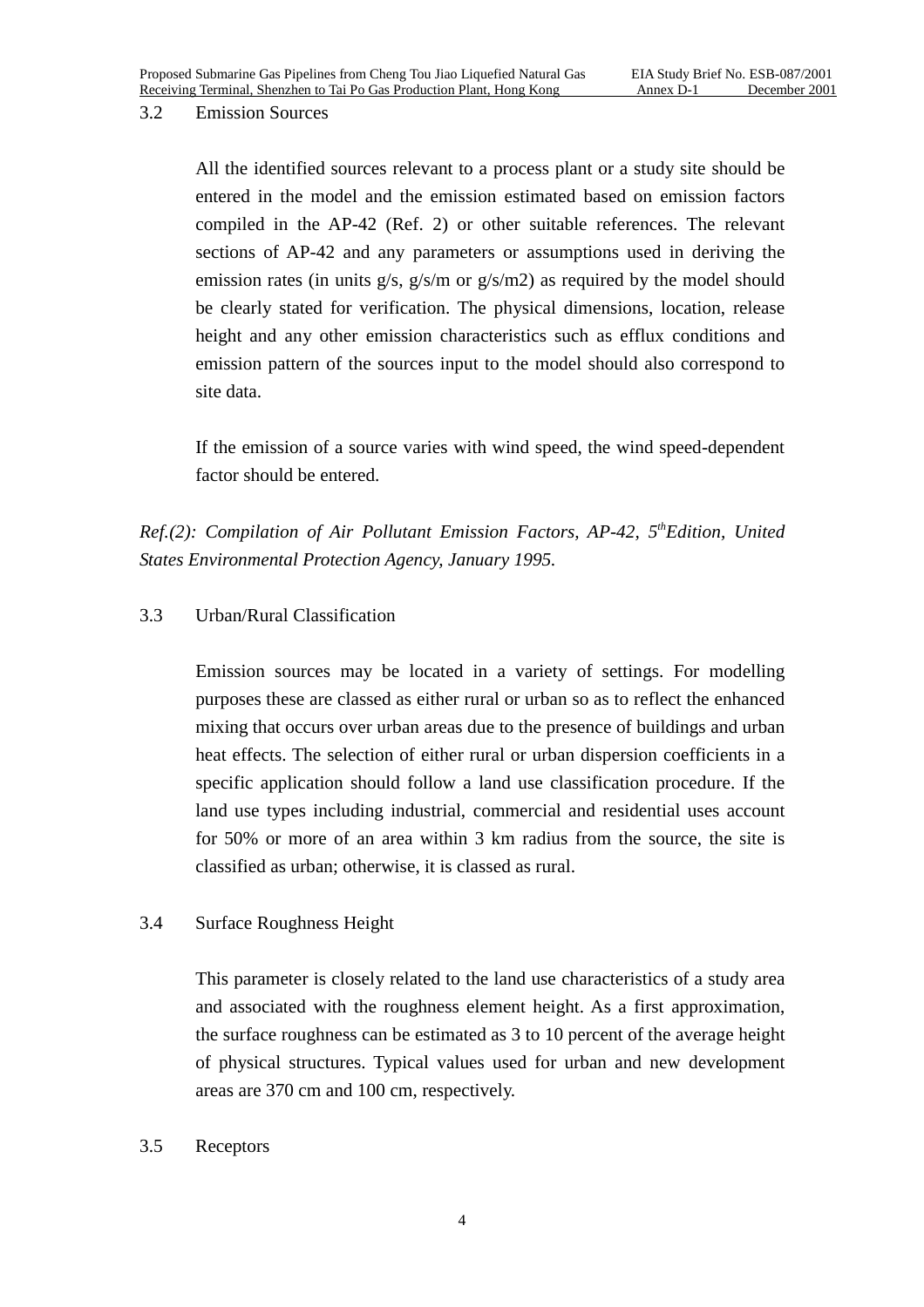### 3.2 Emission Sources

All the identified sources relevant to a process plant or a study site should be entered in the model and the emission estimated based on emission factors compiled in the AP-42 (Ref. 2) or other suitable references. The relevant sections of AP-42 and any parameters or assumptions used in deriving the emission rates (in units g/s, g/s/m or g/s/m2) as required by the model should be clearly stated for verification. The physical dimensions, location, release height and any other emission characteristics such as efflux conditions and emission pattern of the sources input to the model should also correspond to site data.

If the emission of a source varies with wind speed, the wind speed-dependent factor should be entered.

*Ref.(2): Compilation of Air Pollutant Emission Factors, AP-42, 5th Edition, United States Environmental Protection Agency, January 1995.*

### 3.3 Urban/Rural Classification

Emission sources may be located in a variety of settings. For modelling purposes these are classed as either rural or urban so as to reflect the enhanced mixing that occurs over urban areas due to the presence of buildings and urban heat effects. The selection of either rural or urban dispersion coefficients in a specific application should follow a land use classification procedure. If the land use types including industrial, commercial and residential uses account for 50% or more of an area within 3 km radius from the source, the site is classified as urban; otherwise, it is classed as rural.

### 3.4 Surface Roughness Height

This parameter is closely related to the land use characteristics of a study area and associated with the roughness element height. As a first approximation, the surface roughness can be estimated as 3 to 10 percent of the average height of physical structures. Typical values used for urban and new development areas are 370 cm and 100 cm, respectively.

### 3.5 Receptors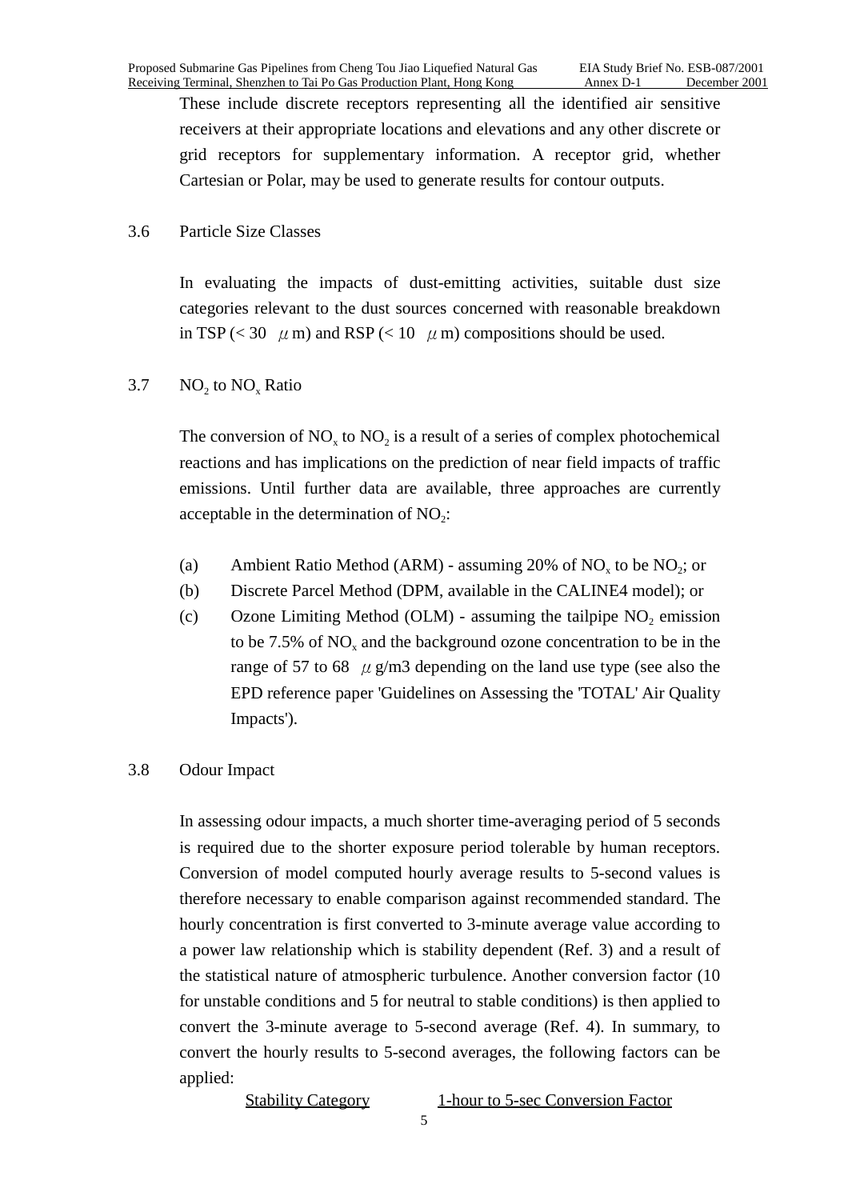These include discrete receptors representing all the identified air sensitive receivers at their appropriate locations and elevations and any other discrete or grid receptors for supplementary information. A receptor grid, whether Cartesian or Polar, may be used to generate results for contour outputs.

### 3.6 Particle Size Classes

In evaluating the impacts of dust-emitting activities, suitable dust size categories relevant to the dust sources concerned with reasonable breakdown in TSP (< 30 $\mu$m) and RSP (< 10 $\mu$m) compositions should be used.

### 3.7 $NO_2$ to $NO_x$ Ratio

The conversion of $NO_x$ to $NO_2$ is a result of a series of complex photochemical reactions and has implications on the prediction of near field impacts of traffic emissions. Until further data are available, three approaches are currently acceptable in the determination of $NO_2$:

(a) Ambient Ratio Method (ARM) - assuming 20% of $NO_x$ to be $NO_2$; or

(b) Discrete Parcel Method (DPM, available in the CALINE4 model); or

(c) Ozone Limiting Method (OLM) - assuming the tailpipe $NO_2$ emission to be 7.5% of $NO_x$ and the background ozone concentration to be in the range of 57 to 68 $\mu$g/m3 depending on the land use type (see also the EPD reference paper 'Guidelines on Assessing the 'TOTAL' Air Quality Impacts').

### 3.8 Odour Impact

In assessing odour impacts, a much shorter time-averaging period of 5 seconds is required due to the shorter exposure period tolerable by human receptors. Conversion of model computed hourly average results to 5-second values is therefore necessary to enable comparison against recommended standard. The hourly concentration is first converted to 3-minute average value according to a power law relationship which is stability dependent (Ref. 3) and a result of the statistical nature of atmospheric turbulence. Another conversion factor (10 for unstable conditions and 5 for neutral to stable conditions) is then applied to convert the 3-minute average to 5-second average (Ref. 4). In summary, to convert the hourly results to 5-second averages, the following factors can be applied:

| Stability Category | 1-hour to 5-sec Conversion Factor |
| --- | --- |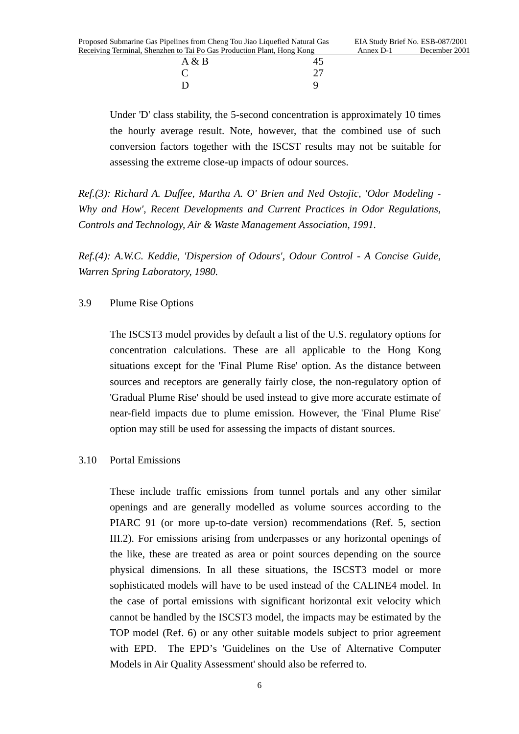| | |
|---|---|
| A & B | 45 |
| C | 27 |
| D | 9 |

Under 'D' class stability, the 5-second concentration is approximately 10 times the hourly average result. Note, however, that the combined use of such conversion factors together with the ISCST results may not be suitable for assessing the extreme close-up impacts of odour sources.

*Ref.(3): Richard A. Duffee, Martha A. O' Brien and Ned Ostojic, 'Odor Modeling - Why and How', Recent Developments and Current Practices in Odor Regulations, Controls and Technology, Air & Waste Management Association, 1991.*

*Ref.(4): A.W.C. Keddie, 'Dispersion of Odours', Odour Control - A Concise Guide, Warren Spring Laboratory, 1980.*

3.9 Plume Rise Options

The ISCST3 model provides by default a list of the U.S. regulatory options for concentration calculations. These are all applicable to the Hong Kong situations except for the 'Final Plume Rise' option. As the distance between sources and receptors are generally fairly close, the non-regulatory option of 'Gradual Plume Rise' should be used instead to give more accurate estimate of near-field impacts due to plume emission. However, the 'Final Plume Rise' option may still be used for assessing the impacts of distant sources.

3.10 Portal Emissions

These include traffic emissions from tunnel portals and any other similar openings and are generally modelled as volume sources according to the PIARC 91 (or more up-to-date version) recommendations (Ref. 5, section III.2). For emissions arising from underpasses or any horizontal openings of the like, these are treated as area or point sources depending on the source physical dimensions. In all these situations, the ISCST3 model or more sophisticated models will have to be used instead of the CALINE4 model. In the case of portal emissions with significant horizontal exit velocity which cannot be handled by the ISCST3 model, the impacts may be estimated by the TOP model (Ref. 6) or any other suitable models subject to prior agreement with EPD. The EPD's 'Guidelines on the Use of Alternative Computer Models in Air Quality Assessment' should also be referred to.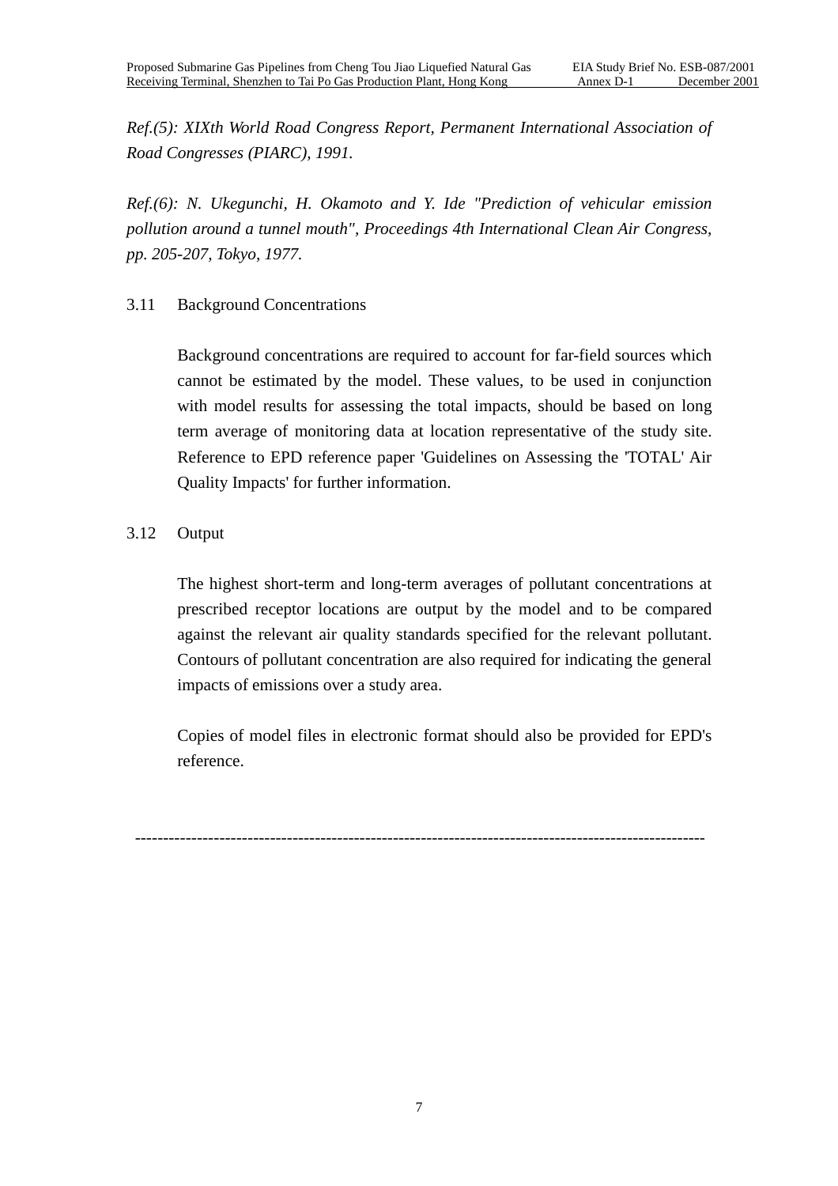*Ref.(5): XIXth World Road Congress Report, Permanent International Association of Road Congresses (PIARC), 1991.*

*Ref.(6): N. Ukegunchi, H. Okamoto and Y. Ide "Prediction of vehicular emission pollution around a tunnel mouth", Proceedings 4th International Clean Air Congress, pp. 205-207, Tokyo, 1977.*

3.11 Background Concentrations

Background concentrations are required to account for far-field sources which cannot be estimated by the model. These values, to be used in conjunction with model results for assessing the total impacts, should be based on long term average of monitoring data at location representative of the study site. Reference to EPD reference paper 'Guidelines on Assessing the 'TOTAL' Air Quality Impacts' for further information.

3.12 Output

The highest short-term and long-term averages of pollutant concentrations at prescribed receptor locations are output by the model and to be compared against the relevant air quality standards specified for the relevant pollutant. Contours of pollutant concentration are also required for indicating the general impacts of emissions over a study area.

Copies of model files in electronic format should also be provided for EPD's reference.

-----------------------------------------------------------------------------------------------------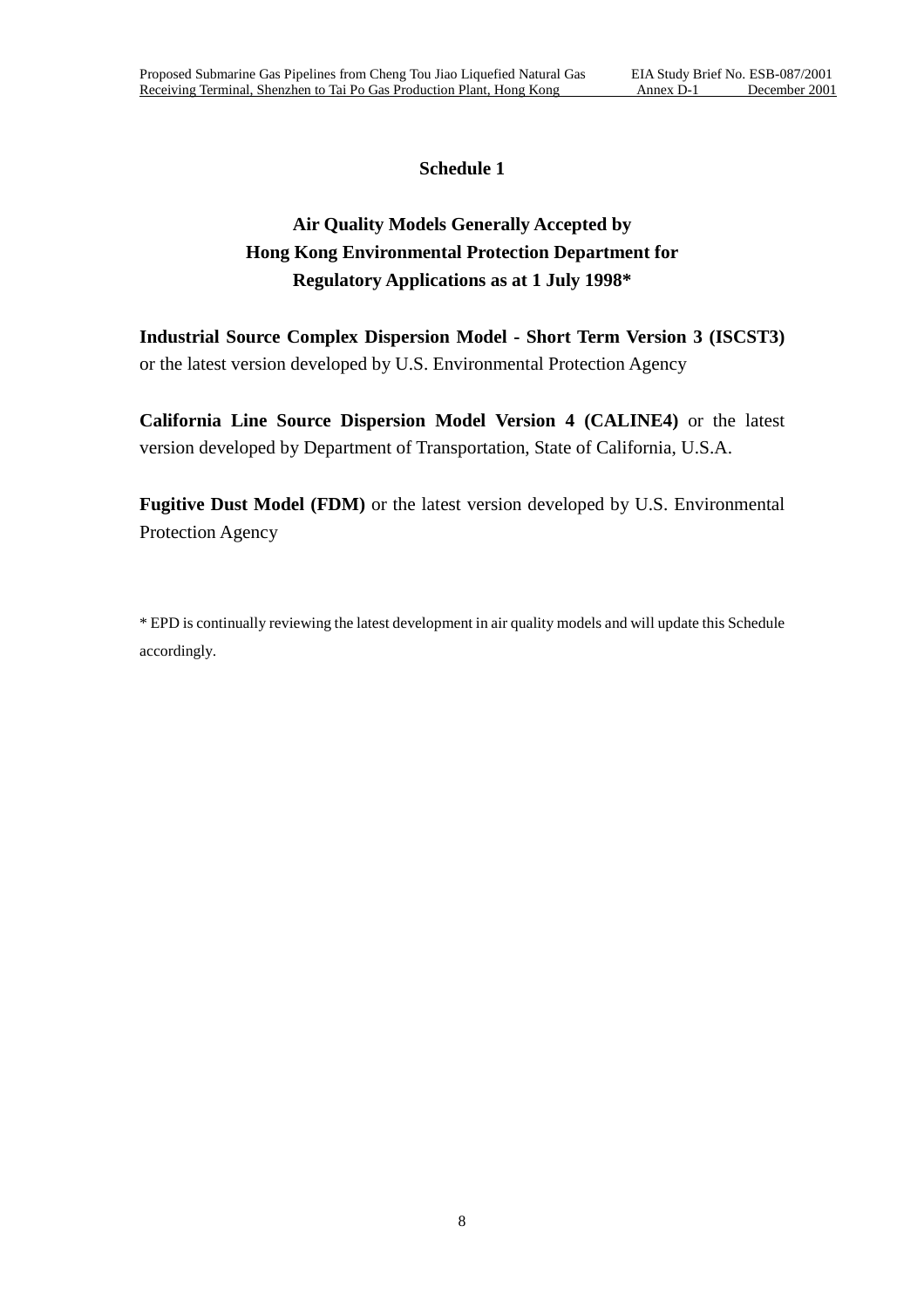## Schedule 1

## Air Quality Models Generally Accepted by Hong Kong Environmental Protection Department for Regulatory Applications as at 1 July 1998*

**Industrial Source Complex Dispersion Model - Short Term Version 3 (ISCST3)** or the latest version developed by U.S. Environmental Protection Agency

**California Line Source Dispersion Model Version 4 (CALINE4)** or the latest version developed by Department of Transportation, State of California, U.S.A.

**Fugitive Dust Model (FDM)** or the latest version developed by U.S. Environmental Protection Agency

* EPD is continually reviewing the latest development in air quality models and will update this Schedule accordingly.